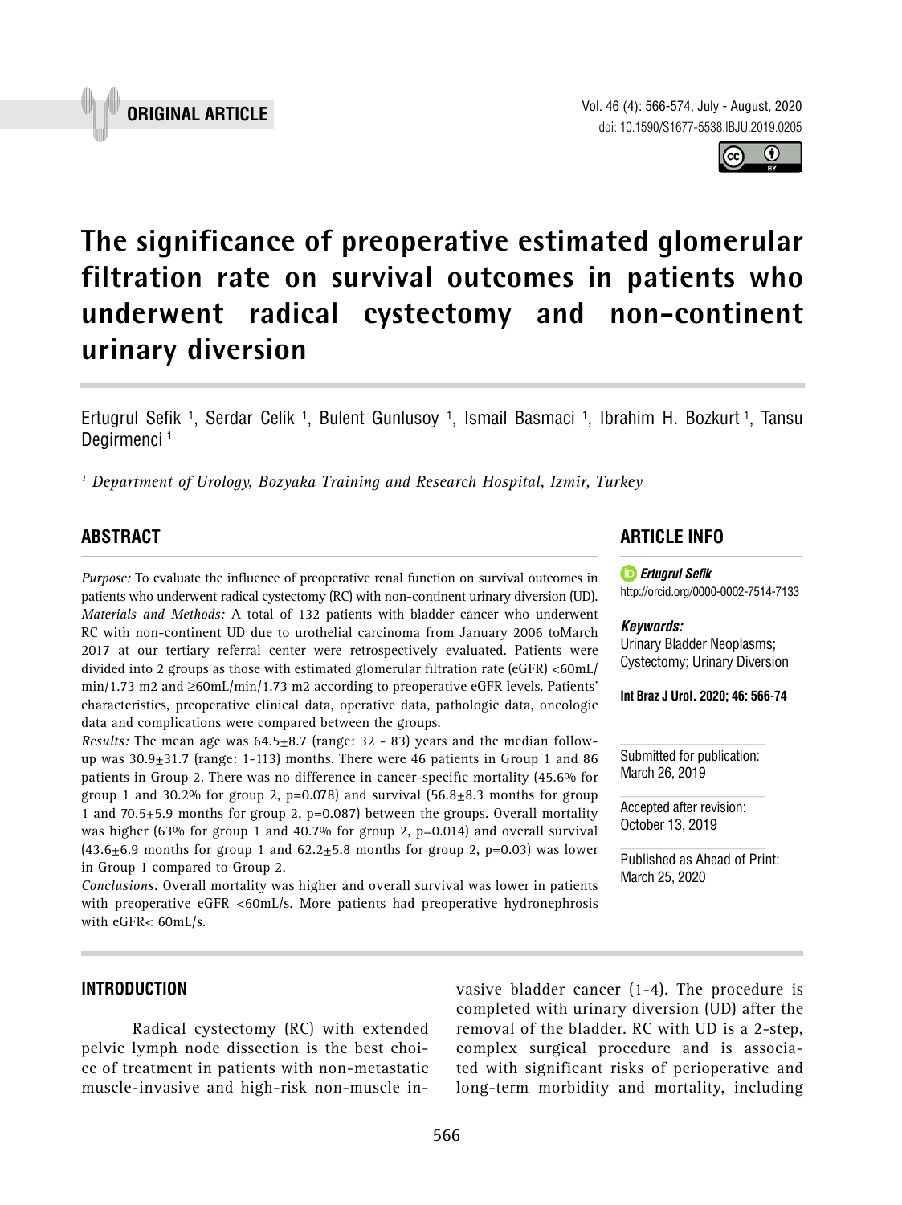ORIGINAL ARTICLE

# The significance of preoperative estimated glomerular filtration rate on survival outcomes in patients who underwent radical cystectomy and non-continent urinary diversion

Ertugrul Sefik [1], Serdar Celik [1], Bulent Gunlusoy [1], Ismail Basmaci [1], Ibrahim H. Bozkurt [1], Tansu Degirmenci [1]

*[1] Department of Urology, Bozyaka Training and Research Hospital, Izmir, Turkey*

## ABSTRACT

*Purpose:* To evaluate the influence of preoperative renal function on survival outcomes in patients who underwent radical cystectomy (RC) with non-continent urinary diversion (UD).

*Materials and Methods:* A total of 132 patients with bladder cancer who underwent RC with non-continent UD due to urothelial carcinoma from January 2006 toMarch 2017 at our tertiary referral center were retrospectively evaluated. Patients were divided into 2 groups as those with estimated glomerular filtration rate (eGFR) <60mL/min/1.73 m2 and ≥60mL/min/1.73 m2 according to preoperative eGFR levels. Patients' characteristics, preoperative clinical data, operative data, pathologic data, oncologic data and complications were compared between the groups.

*Results:* The mean age was 64.5±8.7 (range: 32 - 83) years and the median follow-up was 30.9±31.7 (range: 1-113) months. There were 46 patients in Group 1 and 86 patients in Group 2. There was no difference in cancer-specific mortality (45.6% for group 1 and 30.2% for group 2, p=0.078) and survival (56.8±8.3 months for group 1 and 70.5±5.9 months for group 2, p=0.087) between the groups. Overall mortality was higher (63% for group 1 and 40.7% for group 2, p=0.014) and overall survival (43.6±6.9 months for group 1 and 62.2±5.8 months for group 2, p=0.03) was lower in Group 1 compared to Group 2.

*Conclusions:* Overall mortality was higher and overall survival was lower in patients with preoperative eGFR <60mL/s. More patients had preoperative hydronephrosis with eGFR< 60mL/s.

## ARTICLE INFO

***Ertugrul Sefik***
http://orcid.org/0000-0002-7514-7133

***Keywords:***
Urinary Bladder Neoplasms; Cystectomy; Urinary Diversion

**Int Braz J Urol. 2020; 46: 566-74**

Submitted for publication:
March 26, 2019

Accepted after revision:
October 13, 2019

Published as Ahead of Print:
March 25, 2020

## INTRODUCTION

Radical cystectomy (RC) with extended pelvic lymph node dissection is the best choice of treatment in patients with non-metastatic muscle-invasive and high-risk non-muscle invasive bladder cancer (1-4). The procedure is completed with urinary diversion (UD) after the removal of the bladder. RC with UD is a 2-step, complex surgical procedure and is associated with significant risks of perioperative and long-term morbidity and mortality, including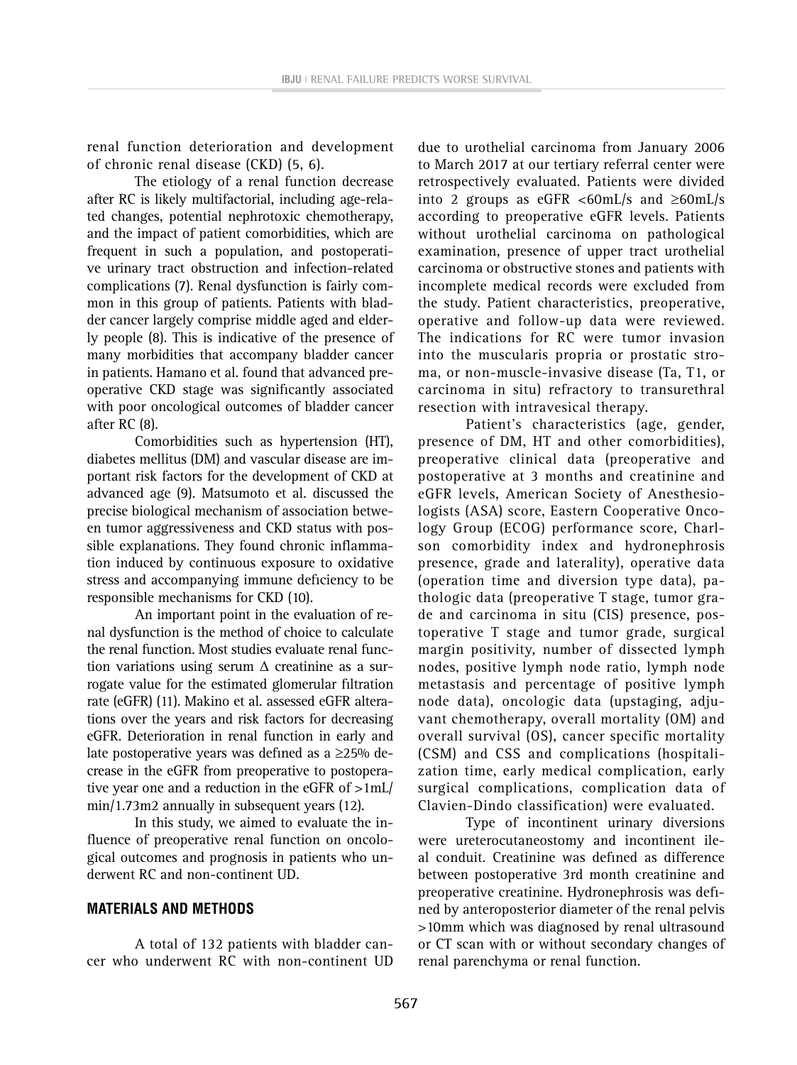renal function deterioration and development of chronic renal disease (CKD) (5, 6).

The etiology of a renal function decrease after RC is likely multifactorial, including age-related changes, potential nephrotoxic chemotherapy, and the impact of patient comorbidities, which are frequent in such a population, and postoperative urinary tract obstruction and infection-related complications (7). Renal dysfunction is fairly common in this group of patients. Patients with bladder cancer largely comprise middle aged and elderly people (8). This is indicative of the presence of many morbidities that accompany bladder cancer in patients. Hamano et al. found that advanced preoperative CKD stage was significantly associated with poor oncological outcomes of bladder cancer after RC (8).

Comorbidities such as hypertension (HT), diabetes mellitus (DM) and vascular disease are important risk factors for the development of CKD at advanced age (9). Matsumoto et al. discussed the precise biological mechanism of association between tumor aggressiveness and CKD status with possible explanations. They found chronic inflammation induced by continuous exposure to oxidative stress and accompanying immune deficiency to be responsible mechanisms for CKD (10).

An important point in the evaluation of renal dysfunction is the method of choice to calculate the renal function. Most studies evaluate renal function variations using serum $\Delta$ creatinine as a surrogate value for the estimated glomerular filtration rate (eGFR) (11). Makino et al. assessed eGFR alterations over the years and risk factors for decreasing eGFR. Deterioration in renal function in early and late postoperative years was defined as a ≥25% decrease in the eGFR from preoperative to postoperative year one and a reduction in the eGFR of >1mL/min/1.73m2 annually in subsequent years (12).

In this study, we aimed to evaluate the influence of preoperative renal function on oncological outcomes and prognosis in patients who underwent RC and non-continent UD.

## MATERIALS AND METHODS

A total of 132 patients with bladder cancer who underwent RC with non-continent UD due to urothelial carcinoma from January 2006 to March 2017 at our tertiary referral center were retrospectively evaluated. Patients were divided into 2 groups as eGFR <60mL/s and ≥60mL/s according to preoperative eGFR levels. Patients without urothelial carcinoma on pathological examination, presence of upper tract urothelial carcinoma or obstructive stones and patients with incomplete medical records were excluded from the study. Patient characteristics, preoperative, operative and follow-up data were reviewed. The indications for RC were tumor invasion into the muscularis propria or prostatic stroma, or non-muscle-invasive disease (Ta, T1, or carcinoma in situ) refractory to transurethral resection with intravesical therapy.

Patient's characteristics (age, gender, presence of DM, HT and other comorbidities), preoperative clinical data (preoperative and postoperative at 3 months and creatinine and eGFR levels, American Society of Anesthesiologists (ASA) score, Eastern Cooperative Oncology Group (ECOG) performance score, Charlson comorbidity index and hydronephrosis presence, grade and laterality), operative data (operation time and diversion type data), pathologic data (preoperative T stage, tumor grade and carcinoma in situ (CIS) presence, postoperative T stage and tumor grade, surgical margin positivity, number of dissected lymph nodes, positive lymph node ratio, lymph node metastasis and percentage of positive lymph node data), oncologic data (upstaging, adjuvant chemotherapy, overall mortality (OM) and overall survival (OS), cancer specific mortality (CSM) and CSS and complications (hospitalization time, early medical complication, early surgical complications, complication data of Clavien-Dindo classification) were evaluated.

Type of incontinent urinary diversions were ureterocutaneostomy and incontinent ileal conduit. Creatinine was defined as difference between postoperative 3rd month creatinine and preoperative creatinine. Hydronephrosis was defined by anteroposterior diameter of the renal pelvis >10mm which was diagnosed by renal ultrasound or CT scan with or without secondary changes of renal parenchyma or renal function.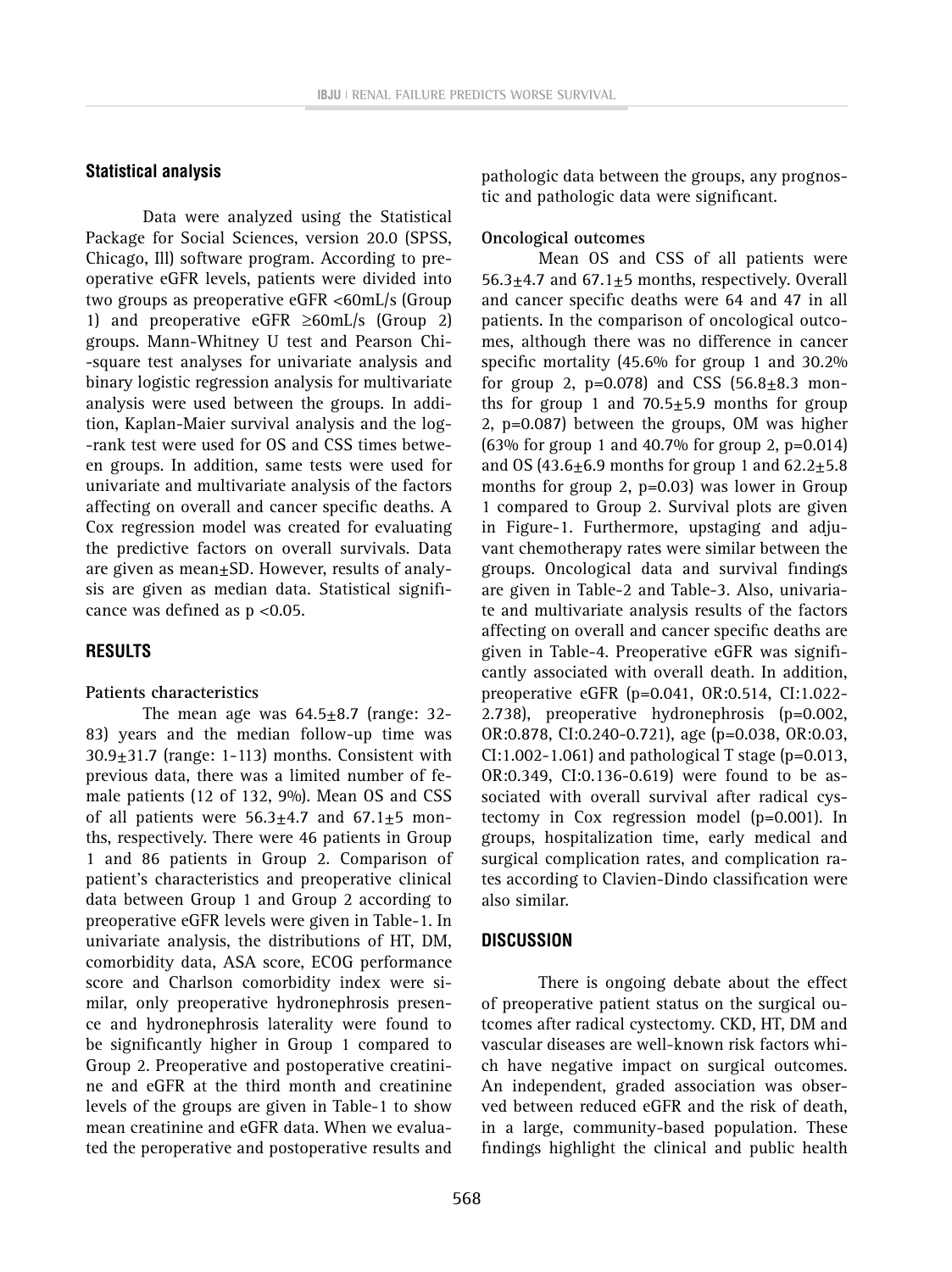### Statistical analysis

Data were analyzed using the Statistical Package for Social Sciences, version 20.0 (SPSS, Chicago, Ill) software program. According to preoperative eGFR levels, patients were divided into two groups as preoperative eGFR <60mL/s (Group 1) and preoperative eGFR ≥60mL/s (Group 2) groups. Mann-Whitney U test and Pearson Chi-square test analyses for univariate analysis and binary logistic regression analysis for multivariate analysis were used between the groups. In addition, Kaplan-Maier survival analysis and the log-rank test were used for OS and CSS times between groups. In addition, same tests were used for univariate and multivariate analysis of the factors affecting on overall and cancer specific deaths. A Cox regression model was created for evaluating the predictive factors on overall survivals. Data are given as mean±SD. However, results of analysis are given as median data. Statistical significance was defined as $p < 0.05$.

## RESULTS

### Patients characteristics

The mean age was 64.5±8.7 (range: 32-83) years and the median follow-up time was 30.9±31.7 (range: 1-113) months. Consistent with previous data, there was a limited number of female patients (12 of 132, 9%). Mean OS and CSS of all patients were 56.3±4.7 and 67.1±5 months, respectively. There were 46 patients in Group 1 and 86 patients in Group 2. Comparison of patient's characteristics and preoperative clinical data between Group 1 and Group 2 according to preoperative eGFR levels were given in Table-1. In univariate analysis, the distributions of HT, DM, comorbidity data, ASA score, ECOG performance score and Charlson comorbidity index were similar, only preoperative hydronephrosis presence and hydronephrosis laterality were found to be significantly higher in Group 1 compared to Group 2. Preoperative and postoperative creatinine and eGFR at the third month and creatinine levels of the groups are given in Table-1 to show mean creatinine and eGFR data. When we evaluated the peroperative and postoperative results and pathologic data between the groups, any prognostic and pathologic data were significant.

### Oncological outcomes

Mean OS and CSS of all patients were 56.3±4.7 and 67.1±5 months, respectively. Overall and cancer specific deaths were 64 and 47 in all patients. In the comparison of oncological outcomes, although there was no difference in cancer specific mortality (45.6% for group 1 and 30.2% for group 2, p=0.078) and CSS (56.8±8.3 months for group 1 and 70.5±5.9 months for group 2, p=0.087) between the groups, OM was higher (63% for group 1 and 40.7% for group 2, p=0.014) and OS (43.6±6.9 months for group 1 and 62.2±5.8 months for group 2, p=0.03) was lower in Group 1 compared to Group 2. Survival plots are given in Figure-1. Furthermore, upstaging and adjuvant chemotherapy rates were similar between the groups. Oncological data and survival findings are given in Table-2 and Table-3. Also, univariate and multivariate analysis results of the factors affecting on overall and cancer specific deaths are given in Table-4. Preoperative eGFR was significantly associated with overall death. In addition, preoperative eGFR (p=0.041, OR:0.514, CI:1.022-2.738), preoperative hydronephrosis (p=0.002, OR:0.878, CI:0.240-0.721), age (p=0.038, OR:0.03, CI:1.002-1.061) and pathological T stage (p=0.013, OR:0.349, CI:0.136-0.619) were found to be associated with overall survival after radical cystectomy in Cox regression model (p=0.001). In groups, hospitalization time, early medical and surgical complication rates, and complication rates according to Clavien-Dindo classification were also similar.

## DISCUSSION

There is ongoing debate about the effect of preoperative patient status on the surgical outcomes after radical cystectomy. CKD, HT, DM and vascular diseases are well-known risk factors which have negative impact on surgical outcomes. An independent, graded association was observed between reduced eGFR and the risk of death, in a large, community-based population. These findings highlight the clinical and public health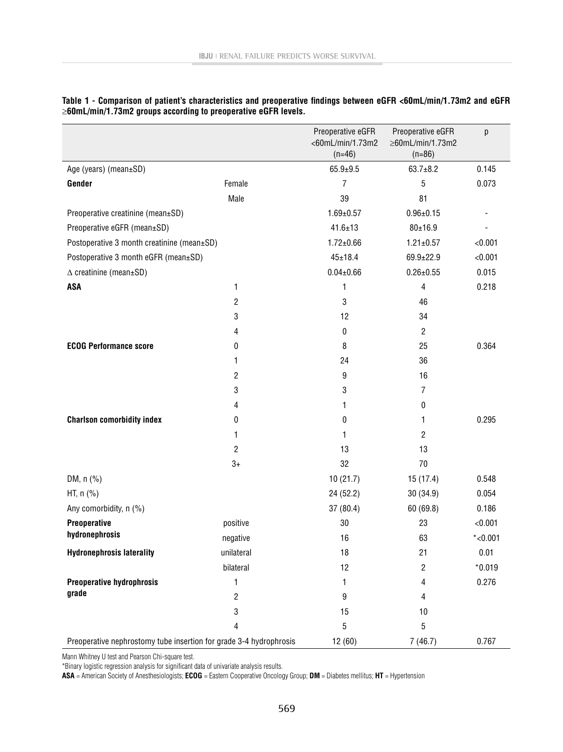**Table 1 - Comparison of patient's characteristics and preoperative findings between eGFR <60mL/min/1.73m2 and eGFR ≥60mL/min/1.73m2 groups according to preoperative eGFR levels.**

| | | Preoperative eGFR <60mL/min/1.73m2 (n=46) | Preoperative eGFR ≥60mL/min/1.73m2 (n=86) | p |
|---|---|---|---|---|
| Age (years) (mean±SD) | | 65.9±9.5 | 63.7±8.2 | 0.145 |
| **Gender** | Female | 7 | 5 | 0.073 |
| | Male | 39 | 81 | |
| Preoperative creatinine (mean±SD) | | 1.69±0.57 | 0.96±0.15 | - |
| Preoperative eGFR (mean±SD) | | 41.6±13 | 80±16.9 | - |
| Postoperative 3 month creatinine (mean±SD) | | 1.72±0.66 | 1.21±0.57 | <0.001 |
| Postoperative 3 month eGFR (mean±SD) | | 45±18.4 | 69.9±22.9 | <0.001 |
| Δ creatinine (mean±SD) | | 0.04±0.66 | 0.26±0.55 | 0.015 |
| **ASA** | 1 | 1 | 4 | 0.218 |
| | 2 | 3 | 46 | |
| | 3 | 12 | 34 | |
| | 4 | 0 | 2 | |
| **ECOG Performance score** | 0 | 8 | 25 | 0.364 |
| | 1 | 24 | 36 | |
| | 2 | 9 | 16 | |
| | 3 | 3 | 7 | |
| | 4 | 1 | 0 | |
| **Charlson comorbidity index** | 0 | 0 | 1 | 0.295 |
| | 1 | 1 | 2 | |
| | 2 | 13 | 13 | |
| | 3+ | 32 | 70 | |
| DM, n (%) | | 10 (21.7) | 15 (17.4) | 0.548 |
| HT, n (%) | | 24 (52.2) | 30 (34.9) | 0.054 |
| Any comorbidity, n (%) | | 37 (80.4) | 60 (69.8) | 0.186 |
| **Preoperative hydronephrosis** | positive | 30 | 23 | <0.001 |
| | negative | 16 | 63 | *<0.001 |
| **Hydronephrosis laterality** | unilateral | 18 | 21 | 0.01 |
| | bilateral | 12 | 2 | *0.019 |
| **Preoperative hydrophrosis grade** | 1 | 1 | 4 | 0.276 |
| | 2 | 9 | 4 | |
| | 3 | 15 | 10 | |
| | 4 | 5 | 5 | |
| Preoperative nephrostomy tube insertion for grade 3-4 hydrophrosis | | 12 (60) | 7 (46.7) | 0.767 |

Mann Whitney U test and Pearson Chi-square test.

*Binary logistic regression analysis for significant data of univariate analysis results.

**ASA** = American Society of Anesthesiologists; **ECOG** = Eastern Cooperative Oncology Group; **DM** = Diabetes mellitus; **HT** = Hypertension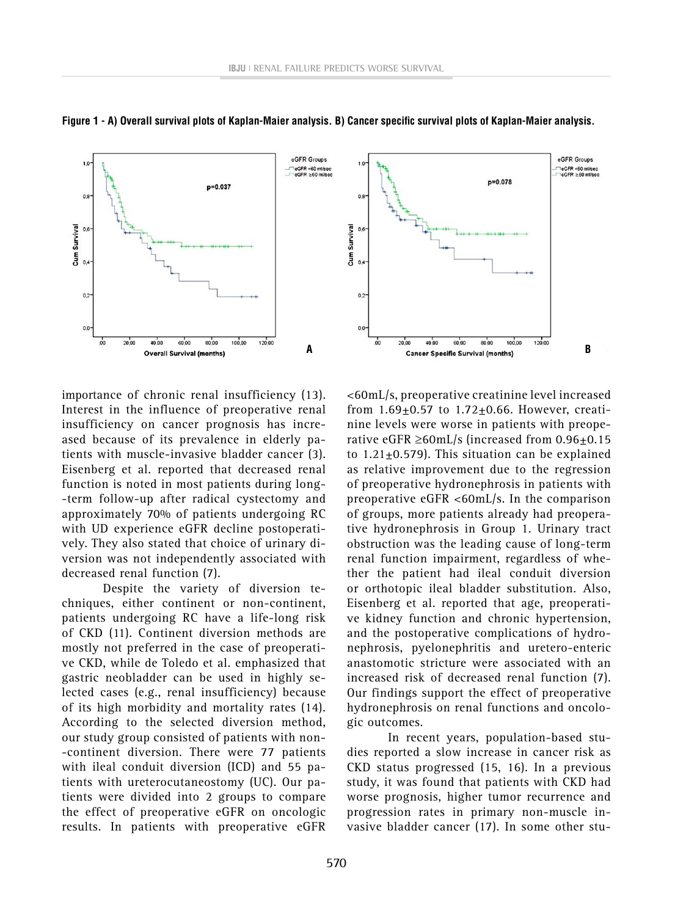**Figure 1 - A) Overall survival plots of Kaplan-Maier analysis. B) Cancer specific survival plots of Kaplan-Maier analysis.**

importance of chronic renal insufficiency (13). Interest in the influence of preoperative renal insufficiency on cancer prognosis has increased because of its prevalence in elderly patients with muscle-invasive bladder cancer (3). Eisenberg et al. reported that decreased renal function is noted in most patients during long-term follow-up after radical cystectomy and approximately 70% of patients undergoing RC with UD experience eGFR decline postoperatively. They also stated that choice of urinary diversion was not independently associated with decreased renal function (7).

Despite the variety of diversion techniques, either continent or non-continent, patients undergoing RC have a life-long risk of CKD (11). Continent diversion methods are mostly not preferred in the case of preoperative CKD, while de Toledo et al. emphasized that gastric neobladder can be used in highly selected cases (e.g., renal insufficiency) because of its high morbidity and mortality rates (14). According to the selected diversion method, our study group consisted of patients with non-continent diversion. There were 77 patients with ileal conduit diversion (ICD) and 55 patients with ureterocutaneostomy (UC). Our patients were divided into 2 groups to compare the effect of preoperative eGFR on oncologic results. In patients with preoperative eGFR <60mL/s, preoperative creatinine level increased from 1.69±0.57 to 1.72±0.66. However, creatinine levels were worse in patients with preoperative eGFR ≥60mL/s (increased from 0.96±0.15 to 1.21±0.579). This situation can be explained as relative improvement due to the regression of preoperative hydronephrosis in patients with preoperative eGFR <60mL/s. In the comparison of groups, more patients already had preoperative hydronephrosis in Group 1. Urinary tract obstruction was the leading cause of long-term renal function impairment, regardless of whether the patient had ileal conduit diversion or orthotopic ileal bladder substitution. Also, Eisenberg et al. reported that age, preoperative kidney function and chronic hypertension, and the postoperative complications of hydronephrosis, pyelonephritis and uretero-enteric anastomotic stricture were associated with an increased risk of decreased renal function (7). Our findings support the effect of preoperative hydronephrosis on renal functions and oncologic outcomes.

In recent years, population-based studies reported a slow increase in cancer risk as CKD status progressed (15, 16). In a previous study, it was found that patients with CKD had worse prognosis, higher tumor recurrence and progression rates in primary non-muscle invasive bladder cancer (17). In some other stu-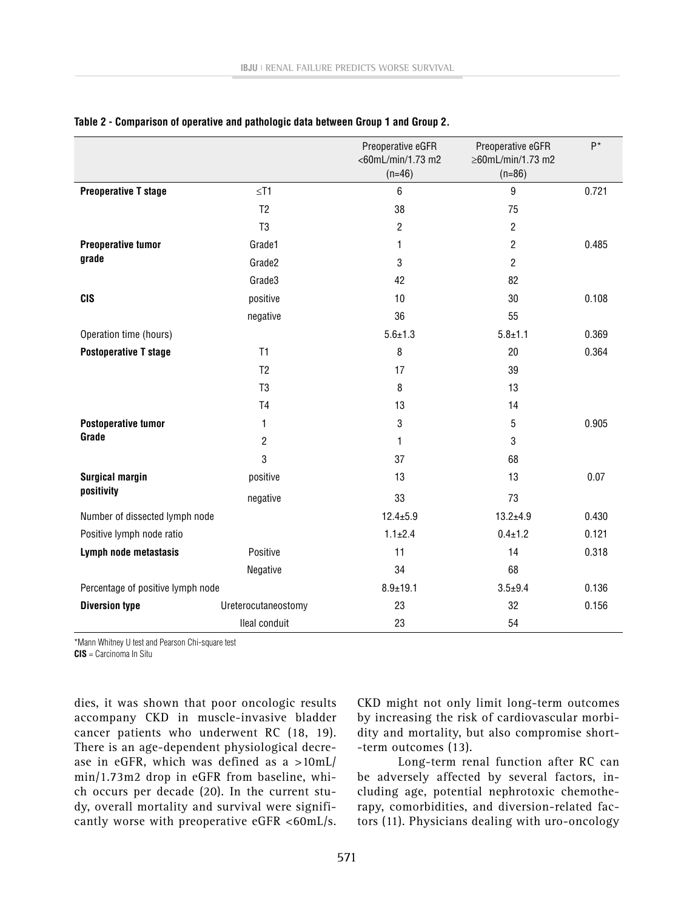**Table 2 - Comparison of operative and pathologic data between Group 1 and Group 2.**

| | | Preoperative eGFR <60mL/min/1.73 m2 (n=46) | Preoperative eGFR ≥60mL/min/1.73 m2 (n=86) | P* |
|---|---|---|---|---|
| **Preoperative T stage** | ≤T1 | 6 | 9 | 0.721 |
| | T2 | 38 | 75 | |
| | T3 | 2 | 2 | |
| **Preoperative tumor grade** | Grade1 | 1 | 2 | 0.485 |
| | Grade2 | 3 | 2 | |
| | Grade3 | 42 | 82 | |
| **CIS** | positive | 10 | 30 | 0.108 |
| | negative | 36 | 55 | |
| Operation time (hours) | | 5.6±1.3 | 5.8±1.1 | 0.369 |
| **Postoperative T stage** | T1 | 8 | 20 | 0.364 |
| | T2 | 17 | 39 | |
| | T3 | 8 | 13 | |
| | T4 | 13 | 14 | |
| **Postoperative tumor Grade** | 1 | 3 | 5 | 0.905 |
| | 2 | 1 | 3 | |
| | 3 | 37 | 68 | |
| **Surgical margin positivity** | positive | 13 | 13 | 0.07 |
| | negative | 33 | 73 | |
| Number of dissected lymph node | | 12.4±5.9 | 13.2±4.9 | 0.430 |
| Positive lymph node ratio | | 1.1±2.4 | 0.4±1.2 | 0.121 |
| **Lymph node metastasis** | Positive | 11 | 14 | 0.318 |
| | Negative | 34 | 68 | |
| Percentage of positive lymph node | | 8.9±19.1 | 3.5±9.4 | 0.136 |
| **Diversion type** | Ureterocutaneostomy | 23 | 32 | 0.156 |
| | Ileal conduit | 23 | 54 | |

*Mann Whitney U test and Pearson Chi-square test
**CIS** = Carcinoma In Situ

dies, it was shown that poor oncologic results accompany CKD in muscle-invasive bladder cancer patients who underwent RC (18, 19). There is an age-dependent physiological decrease in eGFR, which was defined as a >10mL/min/1.73m2 drop in eGFR from baseline, which occurs per decade (20). In the current study, overall mortality and survival were significantly worse with preoperative eGFR <60mL/s. CKD might not only limit long-term outcomes by increasing the risk of cardiovascular morbidity and mortality, but also compromise short-term outcomes (13).

Long-term renal function after RC can be adversely affected by several factors, including age, potential nephrotoxic chemotherapy, comorbidities, and diversion-related factors (11). Physicians dealing with uro-oncology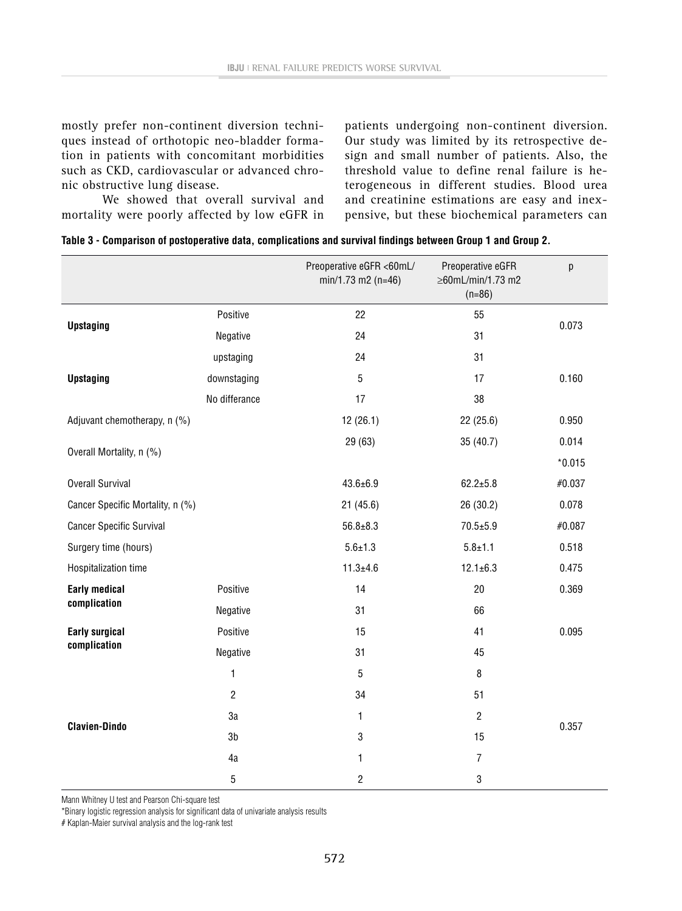mostly prefer non-continent diversion techniques instead of orthotopic neo-bladder formation in patients with concomitant morbidities such as CKD, cardiovascular or advanced chronic obstructive lung disease.

We showed that overall survival and mortality were poorly affected by low eGFR in patients undergoing non-continent diversion. Our study was limited by its retrospective design and small number of patients. Also, the threshold value to define renal failure is heterogeneous in different studies. Blood urea and creatinine estimations are easy and inexpensive, but these biochemical parameters can

**Table 3 - Comparison of postoperative data, complications and survival findings between Group 1 and Group 2.**

| | | Preoperative eGFR <60mL/min/1.73 m2 (n=46) | Preoperative eGFR ≥60mL/min/1.73 m2 (n=86) | p |
|---|---|---|---|---|
| **Upstaging** | Positive | 22 | 55 | 0.073 |
| | Negative | 24 | 31 | |
| **Upstaging** | upstaging | 24 | 31 | 0.160 |
| | downstaging | 5 | 17 | |
| | No differance | 17 | 38 | |
| Adjuvant chemotherapy, n (%) | | 12 (26.1) | 22 (25.6) | 0.950 |
| Overall Mortality, n (%) | | 29 (63) | 35 (40.7) | 0.014 |
| | | | | *0.015 |
| Overall Survival | | 43.6±6.9 | 62.2±5.8 | #0.037 |
| Cancer Specific Mortality, n (%) | | 21 (45.6) | 26 (30.2) | 0.078 |
| Cancer Specific Survival | | 56.8±8.3 | 70.5±5.9 | #0.087 |
| Surgery time (hours) | | 5.6±1.3 | 5.8±1.1 | 0.518 |
| Hospitalization time | | 11.3±4.6 | 12.1±6.3 | 0.475 |
| **Early medical complication** | Positive | 14 | 20 | 0.369 |
| | Negative | 31 | 66 | |
| **Early surgical complication** | Positive | 15 | 41 | 0.095 |
| | Negative | 31 | 45 | |
| **Clavien-Dindo** | 1 | 5 | 8 | 0.357 |
| | 2 | 34 | 51 | |
| | 3a | 1 | 2 | |
| | 3b | 3 | 15 | |
| | 4a | 1 | 7 | |
| | 5 | 2 | 3 | |

Mann Whitney U test and Pearson Chi-square test

*Binary logistic regression analysis for significant data of univariate analysis results

# Kaplan-Maier survival analysis and the log-rank test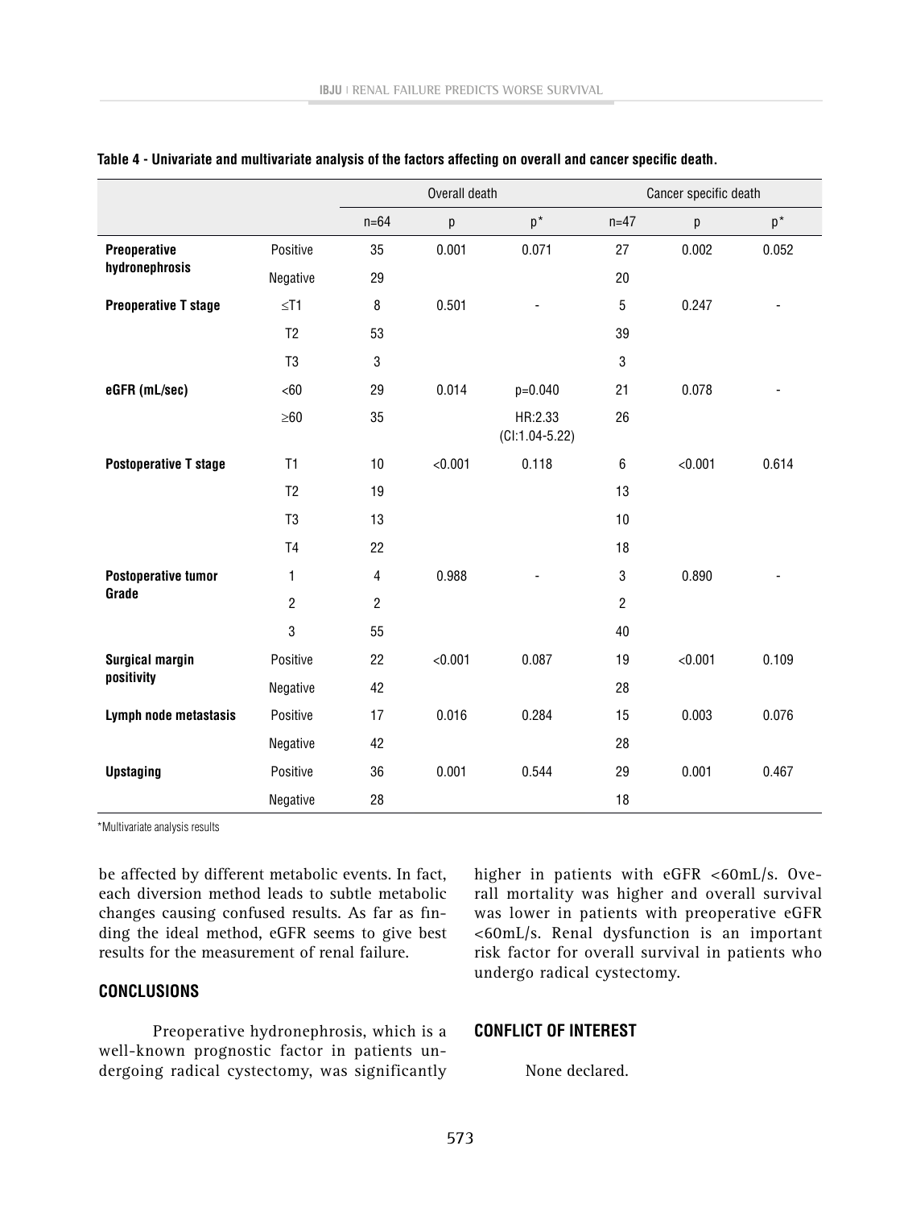**Table 4 - Univariate and multivariate analysis of the factors affecting on overall and cancer specific death.**

| | | Overall death | | | Cancer specific death | | |
|---|---|---|---|---|---|---|---|
| | | n=64 | p | p* | n=47 | p | p* |
| **Preoperative hydronephrosis** | Positive | 35 | 0.001 | 0.071 | 27 | 0.002 | 0.052 |
| | Negative | 29 | | | 20 | | |
| **Preoperative T stage** | ≤T1 | 8 | 0.501 | - | 5 | 0.247 | - |
| | T2 | 53 | | | 39 | | |
| | T3 | 3 | | | 3 | | |
| **eGFR (mL/sec)** | <60 | 29 | 0.014 | p=0.040 | 21 | 0.078 | - |
| | ≥60 | 35 | | HR:2.33 (CI:1.04-5.22) | 26 | | |
| **Postoperative T stage** | T1 | 10 | <0.001 | 0.118 | 6 | <0.001 | 0.614 |
| | T2 | 19 | | | 13 | | |
| | T3 | 13 | | | 10 | | |
| | T4 | 22 | | | 18 | | |
| **Postoperative tumor Grade** | 1 | 4 | 0.988 | - | 3 | 0.890 | - |
| | 2 | 2 | | | 2 | | |
| | 3 | 55 | | | 40 | | |
| **Surgical margin positivity** | Positive | 22 | <0.001 | 0.087 | 19 | <0.001 | 0.109 |
| | Negative | 42 | | | 28 | | |
| **Lymph node metastasis** | Positive | 17 | 0.016 | 0.284 | 15 | 0.003 | 0.076 |
| | Negative | 42 | | | 28 | | |
| **Upstaging** | Positive | 36 | 0.001 | 0.544 | 29 | 0.001 | 0.467 |
| | Negative | 28 | | | 18 | | |

*Multivariate analysis results

be affected by different metabolic events. In fact, each diversion method leads to subtle metabolic changes causing confused results. As far as finding the ideal method, eGFR seems to give best results for the measurement of renal failure.

## CONCLUSIONS

Preoperative hydronephrosis, which is a well-known prognostic factor in patients undergoing radical cystectomy, was significantly higher in patients with eGFR <60mL/s. Overall mortality was higher and overall survival was lower in patients with preoperative eGFR <60mL/s. Renal dysfunction is an important risk factor for overall survival in patients who undergo radical cystectomy.

## CONFLICT OF INTEREST

None declared.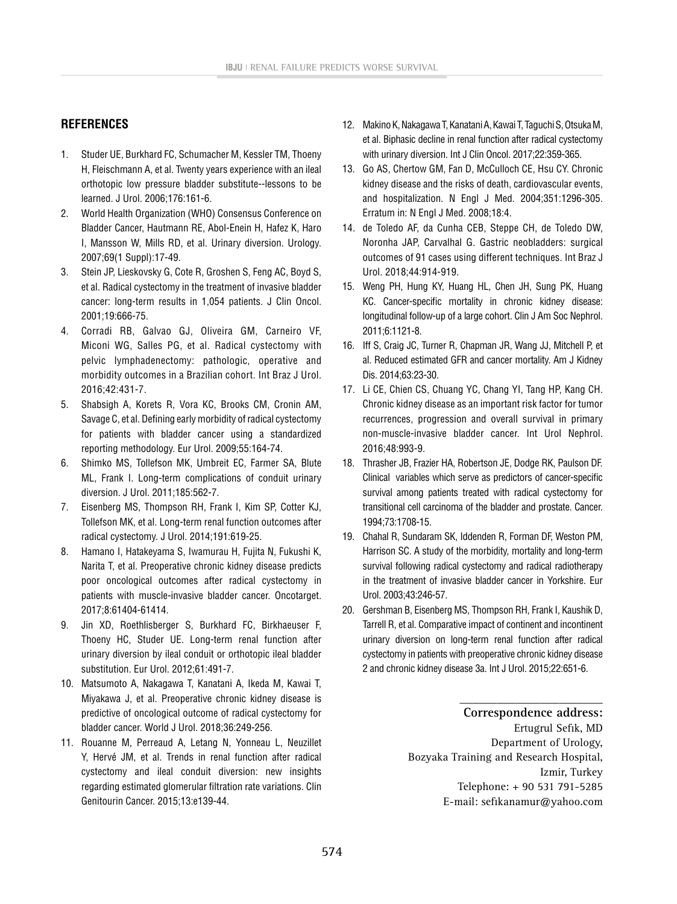## REFERENCES

1. Studer UE, Burkhard FC, Schumacher M, Kessler TM, Thoeny H, Fleischmann A, et al. Twenty years experience with an ileal orthotopic low pressure bladder substitute--lessons to be learned. J Urol. 2006;176:161-6.
2. World Health Organization (WHO) Consensus Conference on Bladder Cancer, Hautmann RE, Abol-Enein H, Hafez K, Haro I, Mansson W, Mills RD, et al. Urinary diversion. Urology. 2007;69(1 Suppl):17-49.
3. Stein JP, Lieskovsky G, Cote R, Groshen S, Feng AC, Boyd S, et al. Radical cystectomy in the treatment of invasive bladder cancer: long-term results in 1,054 patients. J Clin Oncol. 2001;19:666-75.
4. Corradi RB, Galvao GJ, Oliveira GM, Carneiro VF, Miconi WG, Salles PG, et al. Radical cystectomy with pelvic lymphadenectomy: pathologic, operative and morbidity outcomes in a Brazilian cohort. Int Braz J Urol. 2016;42:431-7.
5. Shabsigh A, Korets R, Vora KC, Brooks CM, Cronin AM, Savage C, et al. Defining early morbidity of radical cystectomy for patients with bladder cancer using a standardized reporting methodology. Eur Urol. 2009;55:164-74.
6. Shimko MS, Tollefson MK, Umbreit EC, Farmer SA, Blute ML, Frank I. Long-term complications of conduit urinary diversion. J Urol. 2011;185:562-7.
7. Eisenberg MS, Thompson RH, Frank I, Kim SP, Cotter KJ, Tollefson MK, et al. Long-term renal function outcomes after radical cystectomy. J Urol. 2014;191:619-25.
8. Hamano I, Hatakeyama S, Iwamurau H, Fujita N, Fukushi K, Narita T, et al. Preoperative chronic kidney disease predicts poor oncological outcomes after radical cystectomy in patients with muscle-invasive bladder cancer. Oncotarget. 2017;8:61404-61414.
9. Jin XD, Roethlisberger S, Burkhard FC, Birkhaeuser F, Thoeny HC, Studer UE. Long-term renal function after urinary diversion by ileal conduit or orthotopic ileal bladder substitution. Eur Urol. 2012;61:491-7.
10. Matsumoto A, Nakagawa T, Kanatani A, Ikeda M, Kawai T, Miyakawa J, et al. Preoperative chronic kidney disease is predictive of oncological outcome of radical cystectomy for bladder cancer. World J Urol. 2018;36:249-256.
11. Rouanne M, Perreaud A, Letang N, Yonneau L, Neuzillet Y, Hervé JM, et al. Trends in renal function after radical cystectomy and ileal conduit diversion: new insights regarding estimated glomerular filtration rate variations. Clin Genitourin Cancer. 2015;13:e139-44.
12. Makino K, Nakagawa T, Kanatani A, Kawai T, Taguchi S, Otsuka M, et al. Biphasic decline in renal function after radical cystectomy with urinary diversion. Int J Clin Oncol. 2017;22:359-365.
13. Go AS, Chertow GM, Fan D, McCulloch CE, Hsu CY. Chronic kidney disease and the risks of death, cardiovascular events, and hospitalization. N Engl J Med. 2004;351:1296-305. Erratum in: N Engl J Med. 2008;18:4.
14. de Toledo AF, da Cunha CEB, Steppe CH, de Toledo DW, Noronha JAP, Carvalhal G. Gastric neobladders: surgical outcomes of 91 cases using different techniques. Int Braz J Urol. 2018;44:914-919.
15. Weng PH, Hung KY, Huang HL, Chen JH, Sung PK, Huang KC. Cancer-specific mortality in chronic kidney disease: longitudinal follow-up of a large cohort. Clin J Am Soc Nephrol. 2011;6:1121-8.
16. Iff S, Craig JC, Turner R, Chapman JR, Wang JJ, Mitchell P, et al. Reduced estimated GFR and cancer mortality. Am J Kidney Dis. 2014;63:23-30.
17. Li CE, Chien CS, Chuang YC, Chang YI, Tang HP, Kang CH. Chronic kidney disease as an important risk factor for tumor recurrences, progression and overall survival in primary non-muscle-invasive bladder cancer. Int Urol Nephrol. 2016;48:993-9.
18. Thrasher JB, Frazier HA, Robertson JE, Dodge RK, Paulson DF. Clinical variables which serve as predictors of cancer-specific survival among patients treated with radical cystectomy for transitional cell carcinoma of the bladder and prostate. Cancer. 1994;73:1708-15.
19. Chahal R, Sundaram SK, Iddenden R, Forman DF, Weston PM, Harrison SC. A study of the morbidity, mortality and long-term survival following radical cystectomy and radical radiotherapy in the treatment of invasive bladder cancer in Yorkshire. Eur Urol. 2003;43:246-57.
20. Gershman B, Eisenberg MS, Thompson RH, Frank I, Kaushik D, Tarrell R, et al. Comparative impact of continent and incontinent urinary diversion on long-term renal function after radical cystectomy in patients with preoperative chronic kidney disease 2 and chronic kidney disease 3a. Int J Urol. 2015;22:651-6.

**Correspondence address:**
Ertugrul Sefik, MD
Department of Urology,
Bozyaka Training and Research Hospital,
Izmir, Turkey
Telephone: + 90 531 791-5285
E-mail: sefikanamur@yahoo.com